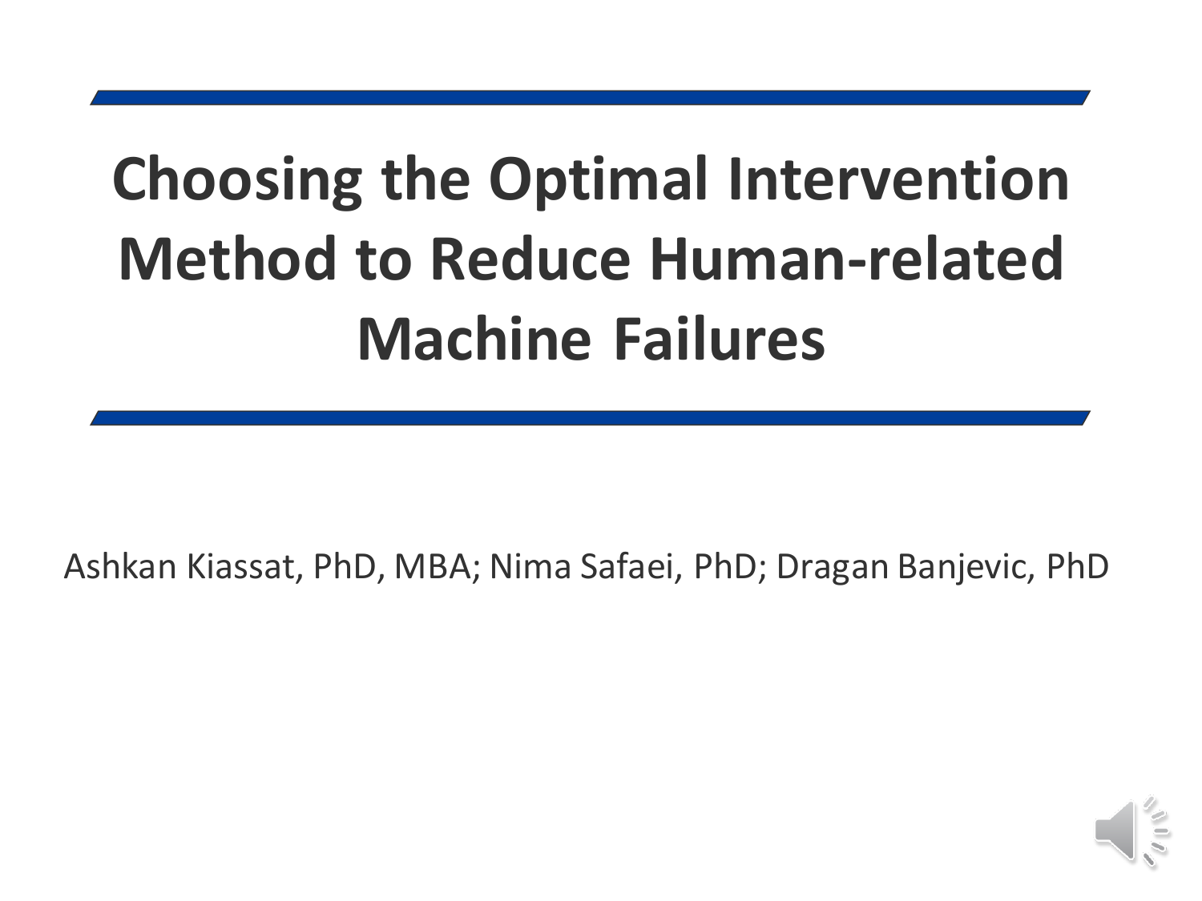# Choosing the Optimal Intervention Method to Reduce Human-related Machine Failures

Ashkan Kiassat, PhD, MBA; Nima Safaei, PhD; Dragan Banjevic, PhD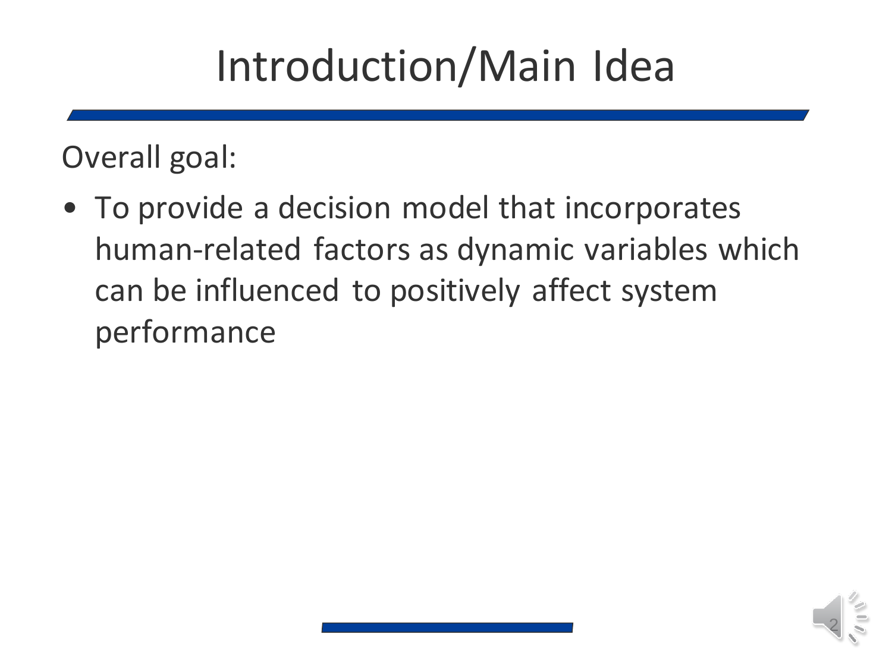# Introduction/Main Idea

Overall goal:

- To provide a decision model that incorporates human-related factors as dynamic variables which can be influenced to positively affect system performance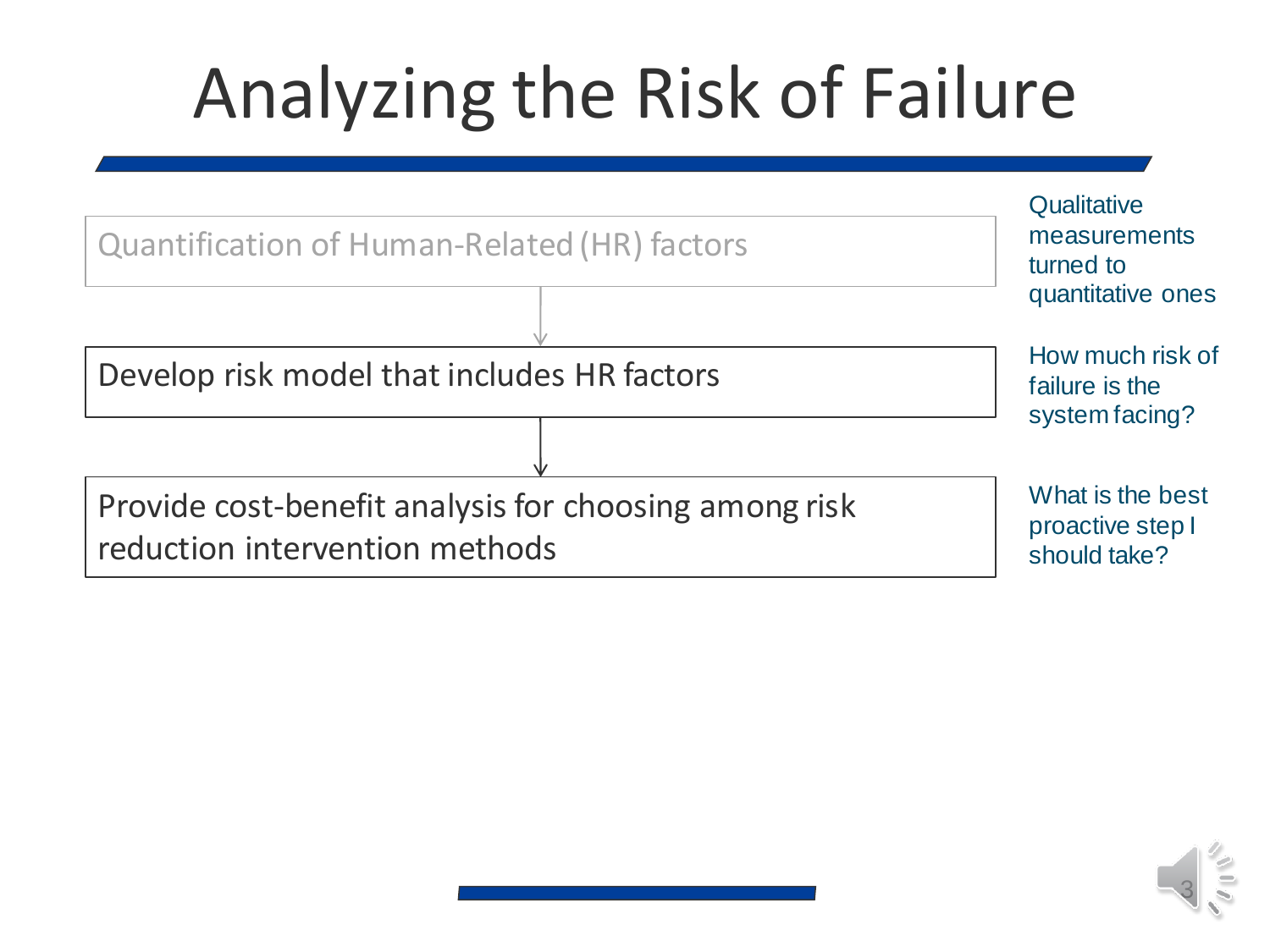# Analyzing the Risk of Failure

Quantification of Human-Related (HR) factors

↓

Develop risk model that includes HR factors

↓

Provide cost-benefit analysis for choosing among risk reduction intervention methods

Qualitative measurements turned to quantitative ones

How much risk of failure is the system facing?

What is the best proactive step I should take?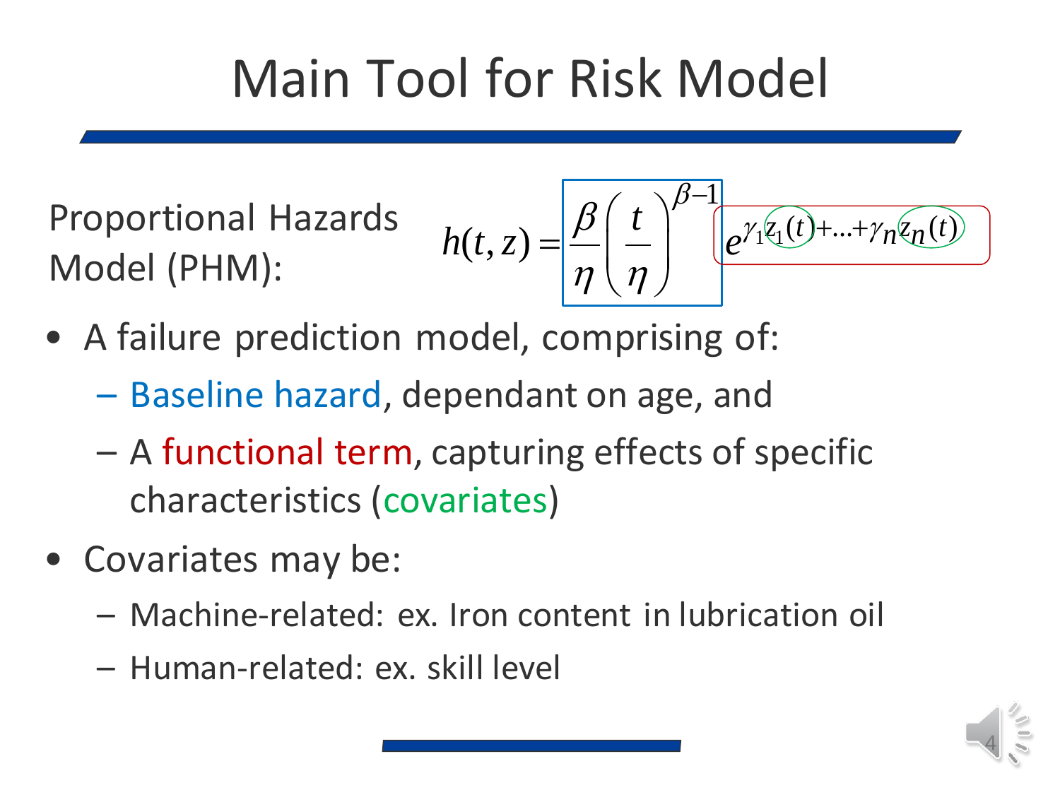# Main Tool for Risk Model

Proportional Hazards Model (PHM):

$$h(t,z) = \frac{\beta}{\eta}\left(\frac{t}{\eta}\right)^{\beta-1} e^{\gamma_1 z_1(t) + \ldots + \gamma_n z_n(t)}$$

- A failure prediction model, comprising of:
  - Baseline hazard, dependant on age, and
  - A functional term, capturing effects of specific characteristics (covariates)
- Covariates may be:
  - Machine-related: ex. Iron content in lubrication oil
  - Human-related: ex. skill level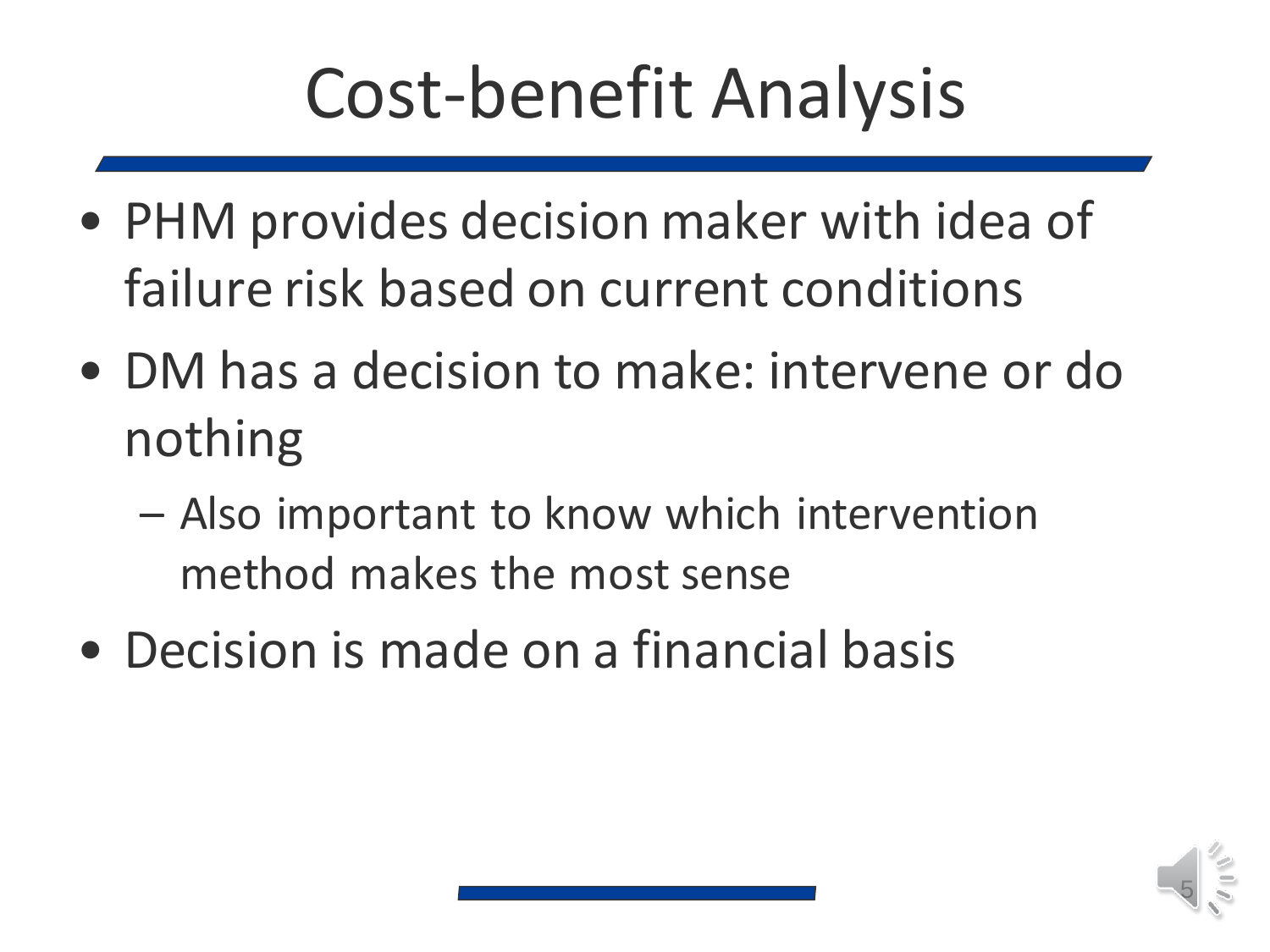# Cost-benefit Analysis

- PHM provides decision maker with idea of failure risk based on current conditions
- DM has a decision to make: intervene or do nothing
  - Also important to know which intervention method makes the most sense
- Decision is made on a financial basis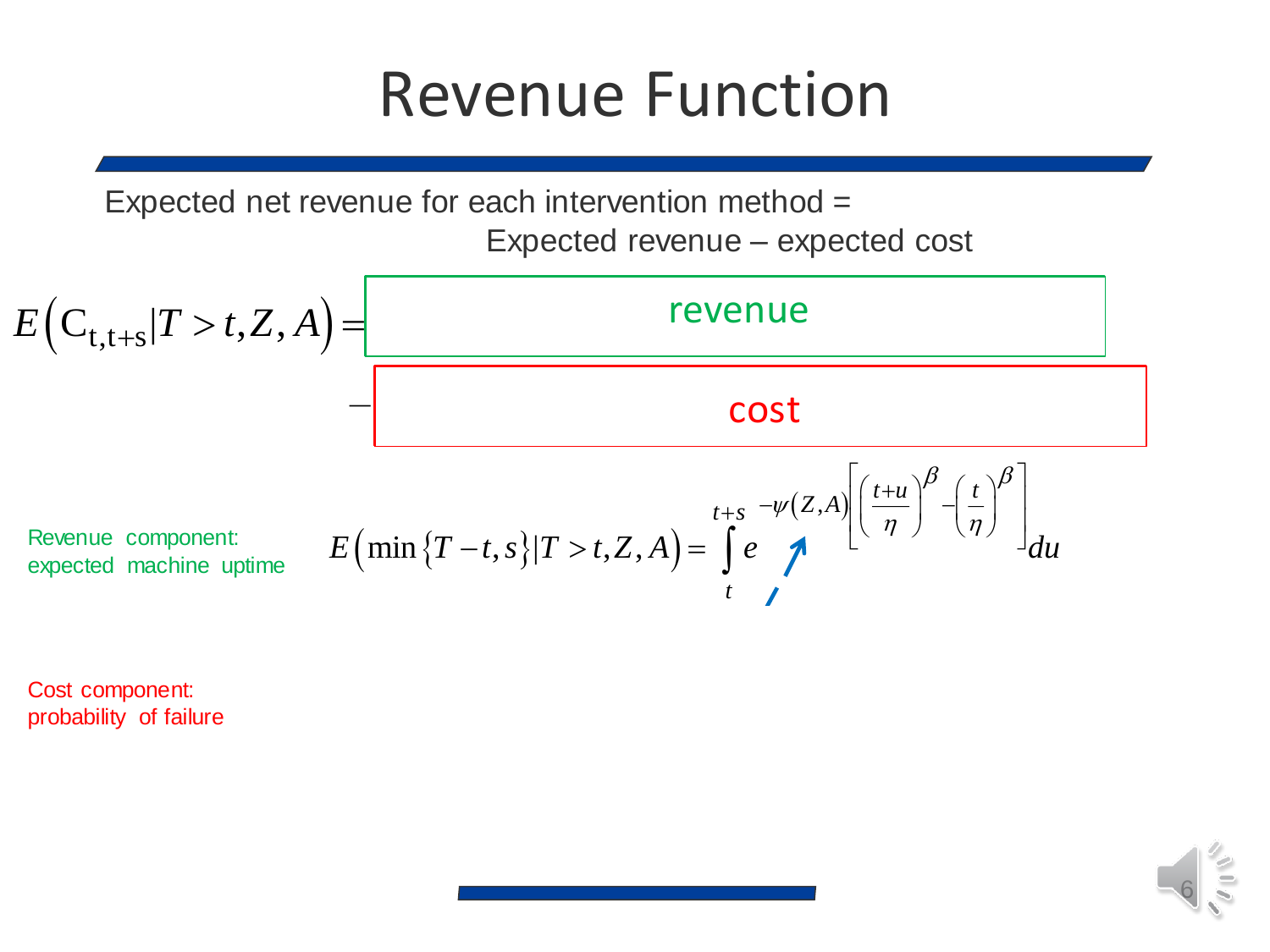# Revenue Function

Expected net revenue for each intervention method = Expected revenue – expected cost

$$E\left(C_{t,t+s} | T > t, Z, A\right) = \text{revenue} - \text{cost}$$

Revenue component: expected machine uptime

$$E\left(\min\{T-t, s\} | T > t, Z, A\right) = \int_t^{t+s} e^{-\psi(Z,A)\left[\left(\frac{t+u}{\eta}\right)^{\beta} - \left(\frac{t}{\eta}\right)^{\beta}\right]} du$$

Cost component: probability of failure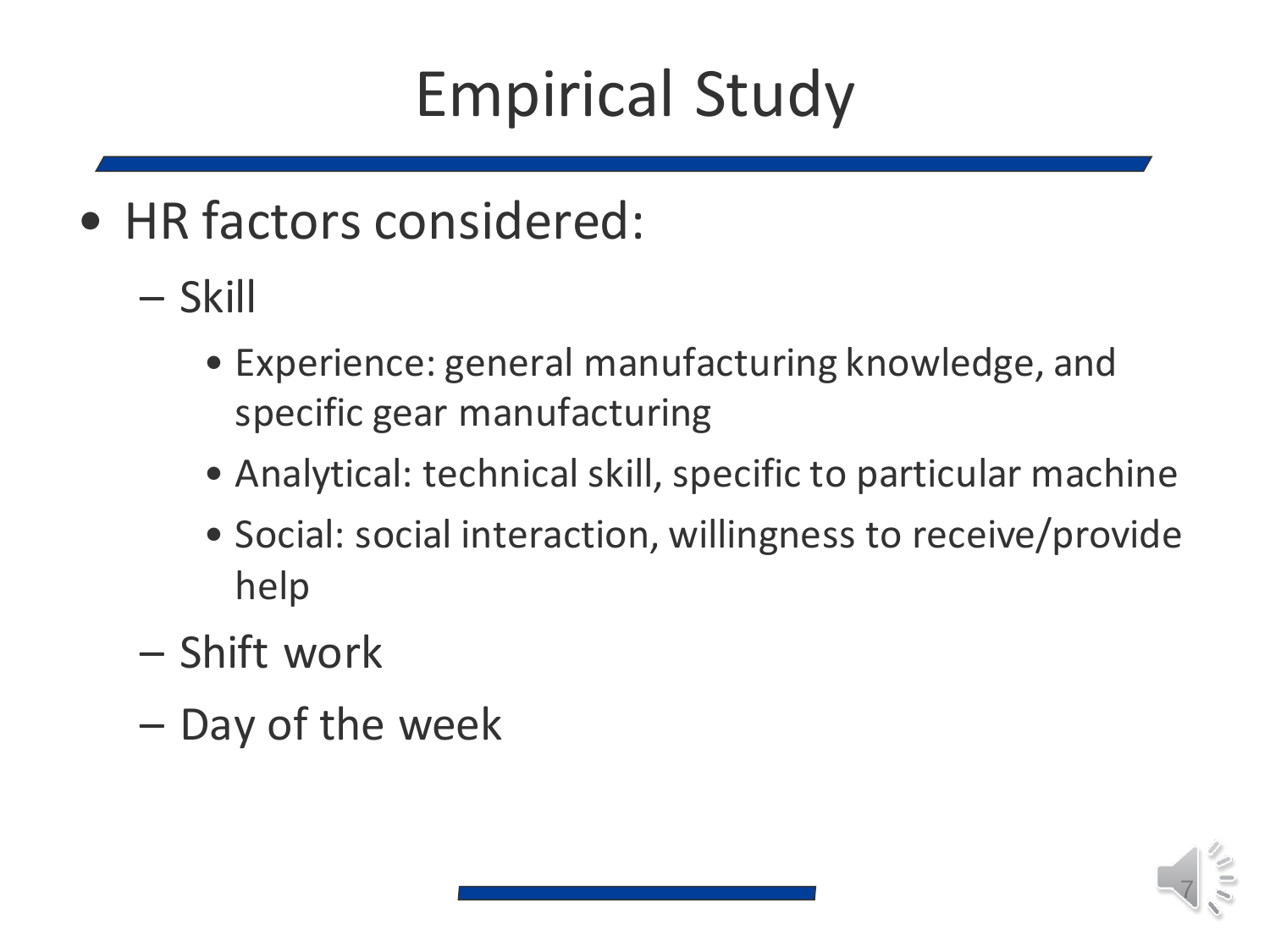# Empirical Study

- HR factors considered:
  - Skill
    - Experience: general manufacturing knowledge, and specific gear manufacturing
    - Analytical: technical skill, specific to particular machine
    - Social: social interaction, willingness to receive/provide help
  - Shift work
  - Day of the week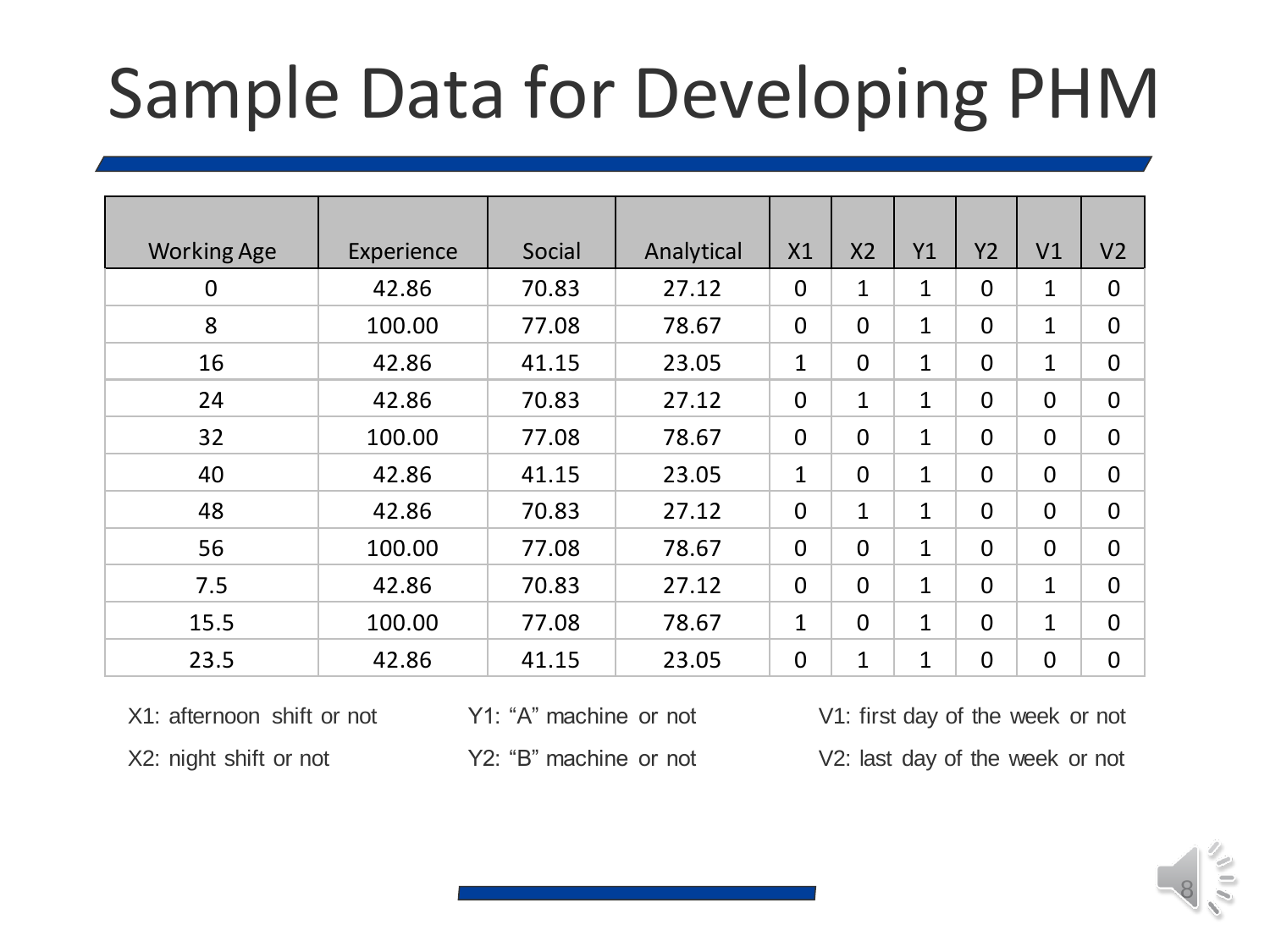# Sample Data for Developing PHM

| Working Age | Experience | Social | Analytical | X1 | X2 | Y1 | Y2 | V1 | V2 |
|---|---|---|---|---|---|---|---|---|---|
| 0 | 42.86 | 70.83 | 27.12 | 0 | 1 | 1 | 0 | 1 | 0 |
| 8 | 100.00 | 77.08 | 78.67 | 0 | 0 | 1 | 0 | 1 | 0 |
| 16 | 42.86 | 41.15 | 23.05 | 1 | 0 | 1 | 0 | 1 | 0 |
| 24 | 42.86 | 70.83 | 27.12 | 0 | 1 | 1 | 0 | 0 | 0 |
| 32 | 100.00 | 77.08 | 78.67 | 0 | 0 | 1 | 0 | 0 | 0 |
| 40 | 42.86 | 41.15 | 23.05 | 1 | 0 | 1 | 0 | 0 | 0 |
| 48 | 42.86 | 70.83 | 27.12 | 0 | 1 | 1 | 0 | 0 | 0 |
| 56 | 100.00 | 77.08 | 78.67 | 0 | 0 | 1 | 0 | 0 | 0 |
| 7.5 | 42.86 | 70.83 | 27.12 | 0 | 0 | 1 | 0 | 1 | 0 |
| 15.5 | 100.00 | 77.08 | 78.67 | 1 | 0 | 1 | 0 | 1 | 0 |
| 23.5 | 42.86 | 41.15 | 23.05 | 0 | 1 | 1 | 0 | 0 | 0 |

X1: afternoon shift or not

X2: night shift or not

Y1: "A" machine or not

Y2: "B" machine or not

V1: first day of the week or not

V2: last day of the week or not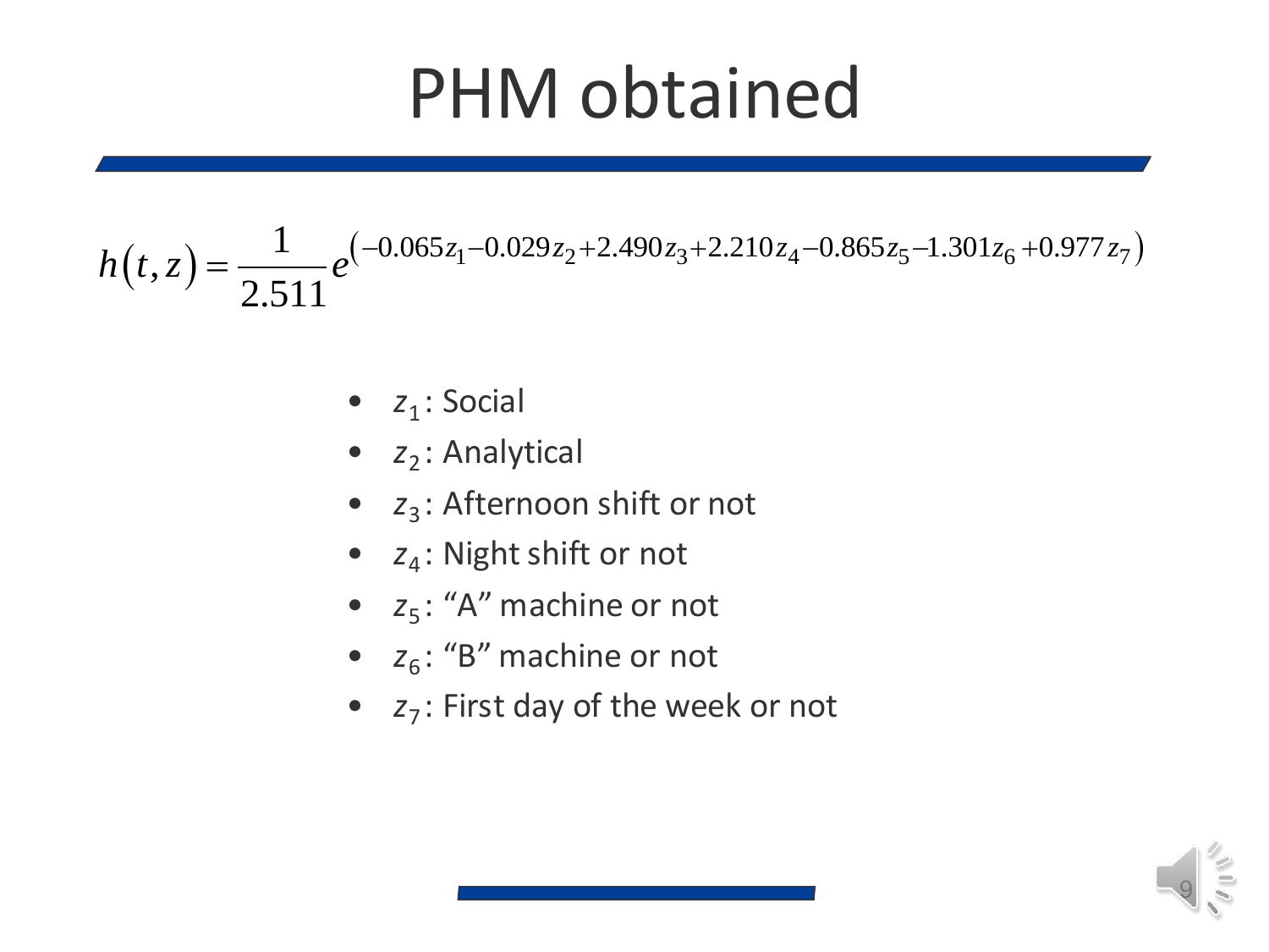# PHM obtained

$$h(t,z) = \frac{1}{2.511} e^{\left(-0.065z_1 - 0.029z_2 + 2.490z_3 + 2.210z_4 - 0.865z_5 - 1.301z_6 + 0.977z_7\right)}$$

- $z_1$: Social
- $z_2$: Analytical
- $z_3$: Afternoon shift or not
- $z_4$: Night shift or not
- $z_5$: "A" machine or not
- $z_6$: "B" machine or not
- $z_7$: First day of the week or not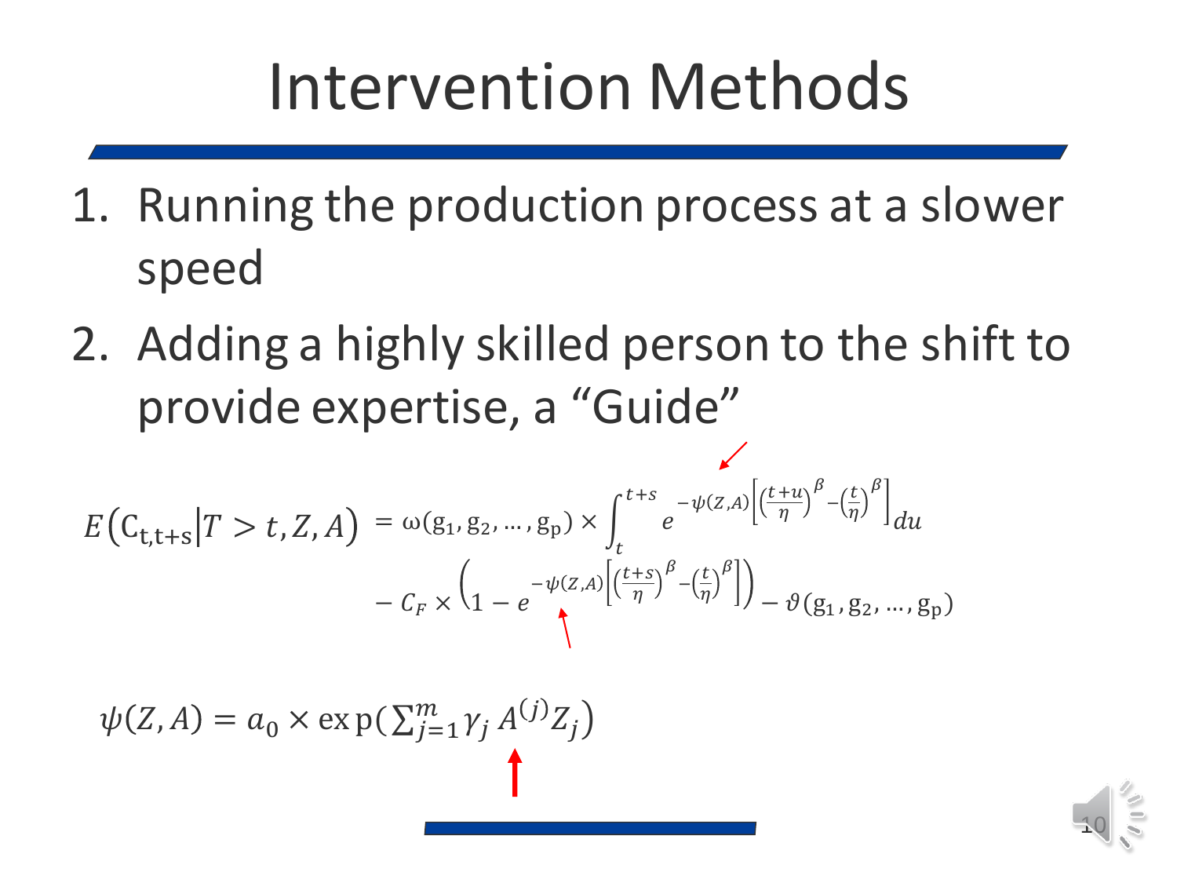# Intervention Methods

1. Running the production process at a slower speed
2. Adding a highly skilled person to the shift to provide expertise, a “Guide”

$$E\left(\mathrm{C_{t,t+s}} \middle| T > t, Z, A\right) = \omega(\mathrm{g_1}, \mathrm{g_2}, \ldots, \mathrm{g_p}) \times \int_t^{t+s} e^{-\psi(Z,A)\left[\left(\frac{t+u}{\eta}\right)^{\beta} - \left(\frac{t}{\eta}\right)^{\beta}\right]} du - C_F \times \left(1 - e^{-\psi(Z,A)\left[\left(\frac{t+s}{\eta}\right)^{\beta} - \left(\frac{t}{\eta}\right)^{\beta}\right]}\right) - \vartheta(\mathrm{g_1}, \mathrm{g_2}, \ldots, \mathrm{g_p})$$

$$\psi(Z, A) = a_0 \times \exp\left(\sum_{j=1}^{m} \gamma_j \, A^{(j)} Z_j\right)$$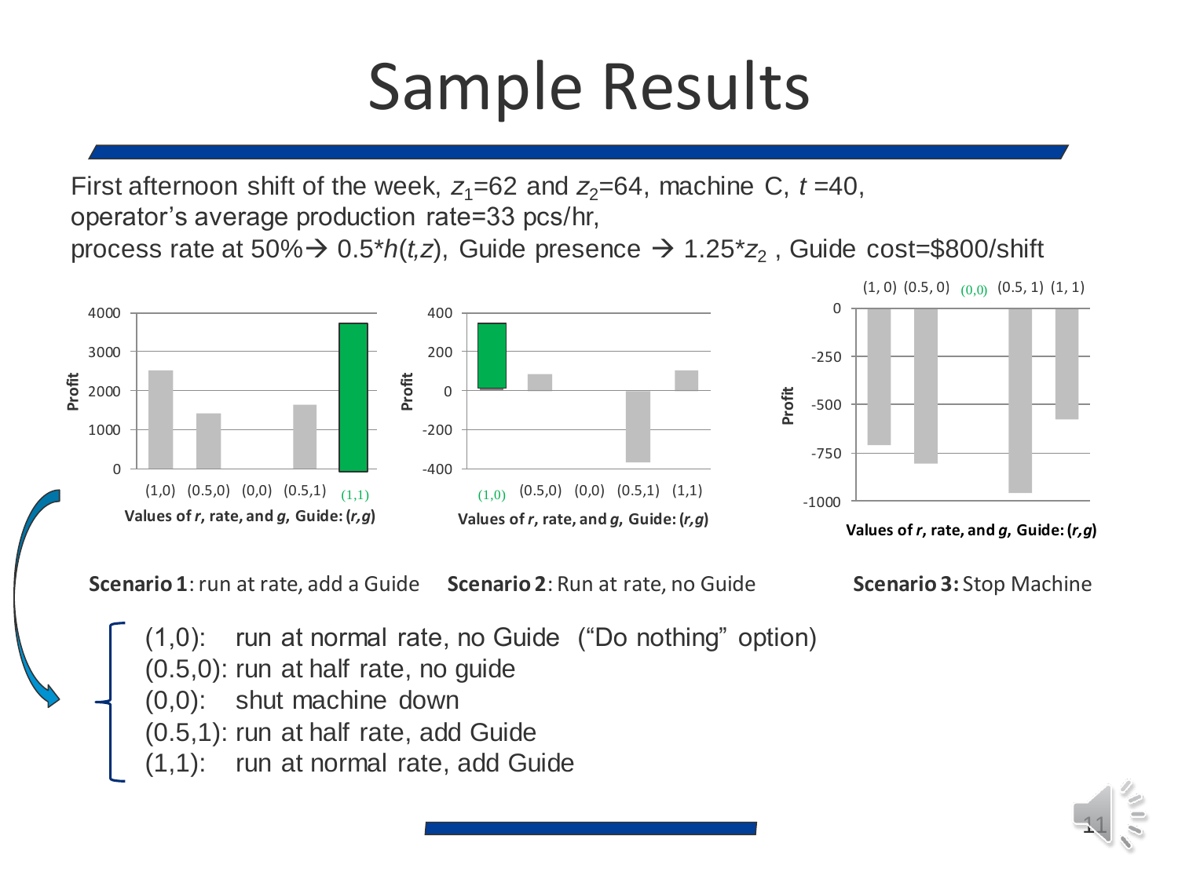# Sample Results

First afternoon shift of the week, $z_1$=62 and $z_2$=64, machine C, $t$ =40, operator's average production rate=33 pcs/hr, process rate at 50%→ 0.5*$h(t,z)$, Guide presence → 1.25*$z_2$ , Guide cost=$800/shift

**Scenario 1**: run at rate, add a Guide

**Scenario 2**: Run at rate, no Guide

**Scenario 3:** Stop Machine

- (1,0): run at normal rate, no Guide ("Do nothing" option)
- (0.5,0): run at half rate, no guide
- (0,0): shut machine down
- (0.5,1): run at half rate, add Guide
- (1,1): run at normal rate, add Guide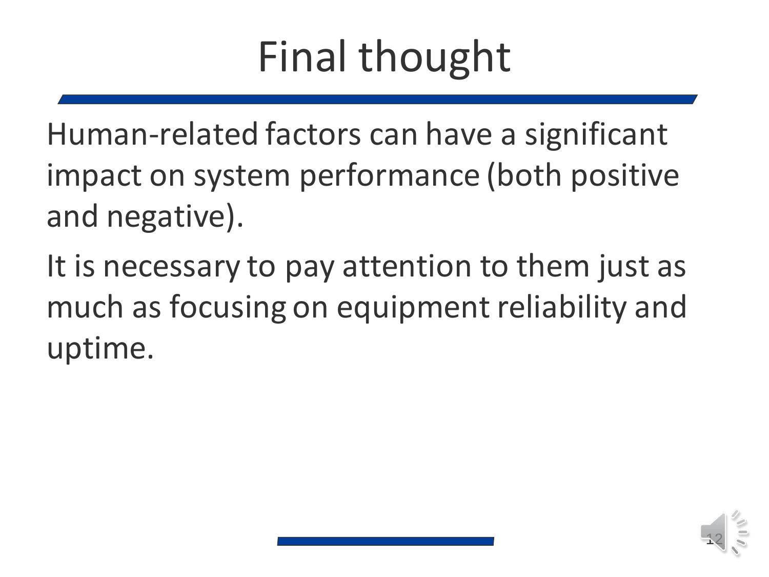# Final thought

Human-related factors can have a significant impact on system performance (both positive and negative).

It is necessary to pay attention to them just as much as focusing on equipment reliability and uptime.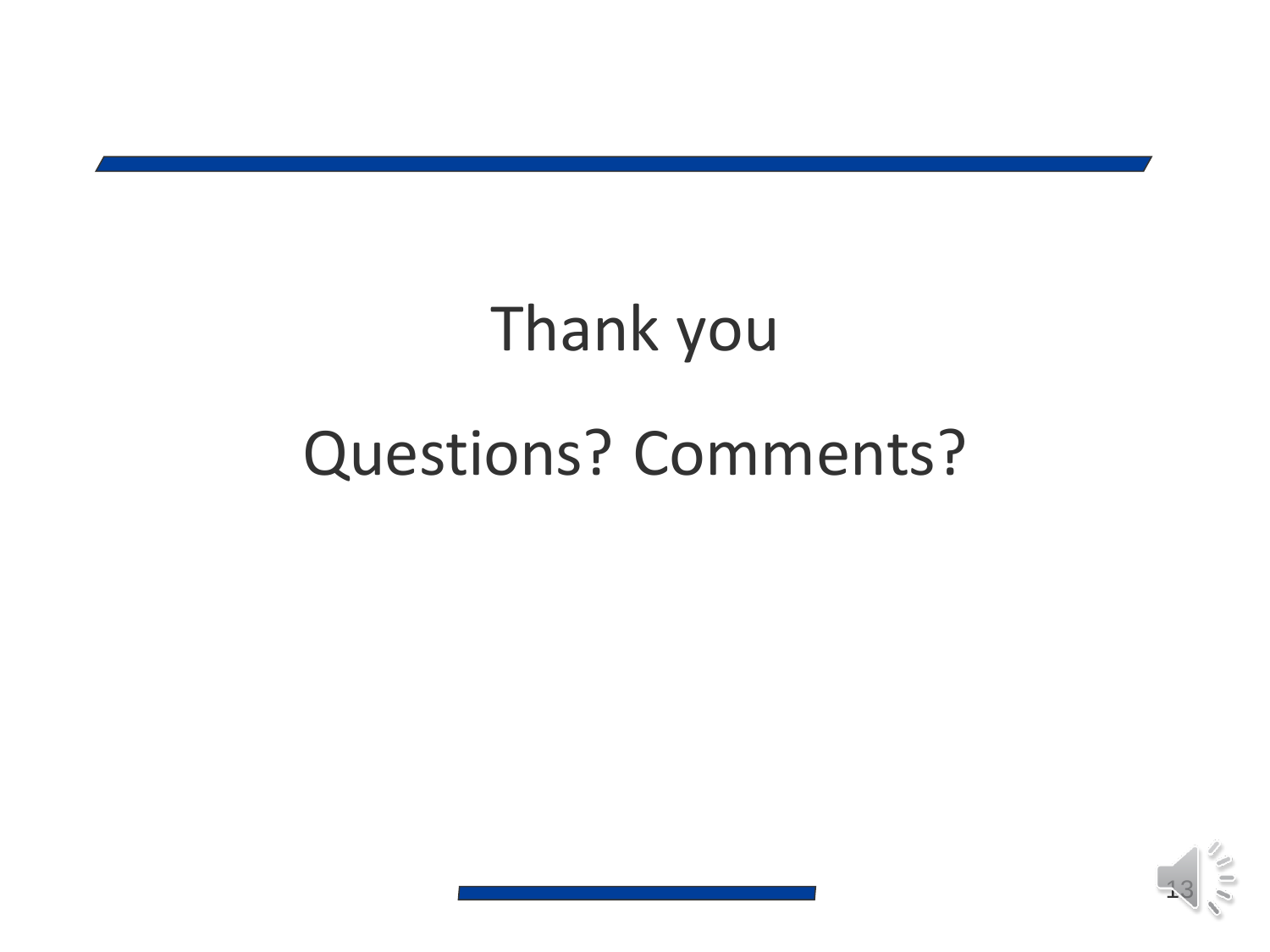Thank you

Questions? Comments?